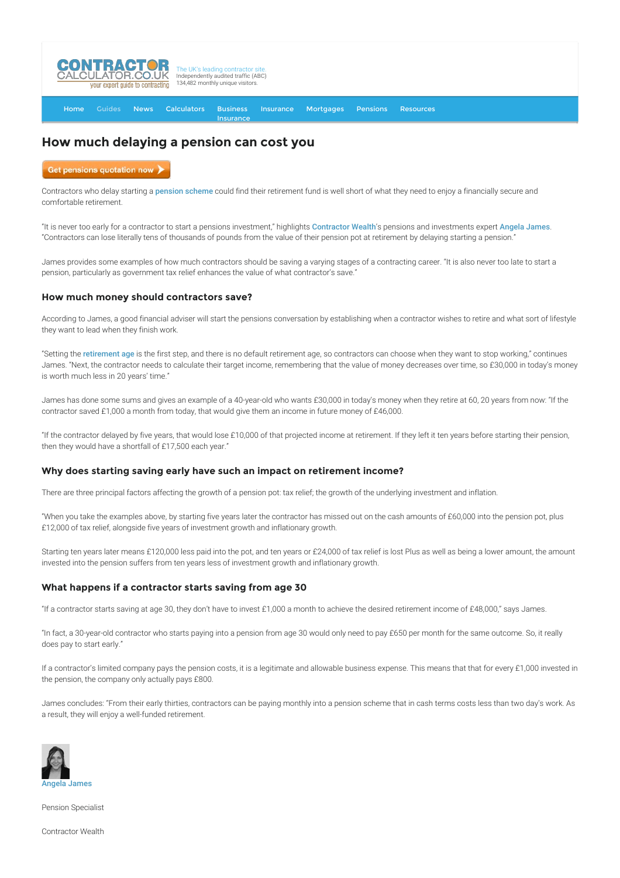CONTRACTOR CALCULATOR.CO.UK your expert guide to contracting

The UK's leading contractor site.
Independently audited traffic (ABC)
134,482 monthly unique visitors.

Home Guides News Calculators Business Insurance Insurance Mortgages Pensions Resources

# How much delaying a pension can cost you

Get pensions quotation now

Contractors who delay starting a pension scheme could find their retirement fund is well short of what they need to enjoy a financially secure and comfortable retirement.

"It is never too early for a contractor to start a pensions investment," highlights Contractor Wealth's pensions and investments expert Angela James. "Contractors can lose literally tens of thousands of pounds from the value of their pension pot at retirement by delaying starting a pension."

James provides some examples of how much contractors should be saving a varying stages of a contracting career. "It is also never too late to start a pension, particularly as government tax relief enhances the value of what contractor's save."

### How much money should contractors save?

According to James, a good financial adviser will start the pensions conversation by establishing when a contractor wishes to retire and what sort of lifestyle they want to lead when they finish work.

"Setting the retirement age is the first step, and there is no default retirement age, so contractors can choose when they want to stop working," continues James. "Next, the contractor needs to calculate their target income, remembering that the value of money decreases over time, so £30,000 in today's money is worth much less in 20 years' time."

James has done some sums and gives an example of a 40-year-old who wants £30,000 in today's money when they retire at 60, 20 years from now: "If the contractor saved £1,000 a month from today, that would give them an income in future money of £46,000.

"If the contractor delayed by five years, that would lose £10,000 of that projected income at retirement. If they left it ten years before starting their pension, then they would have a shortfall of £17,500 each year."

### Why does starting saving early have such an impact on retirement income?

There are three principal factors affecting the growth of a pension pot: tax relief; the growth of the underlying investment and inflation.

"When you take the examples above, by starting five years later the contractor has missed out on the cash amounts of £60,000 into the pension pot, plus £12,000 of tax relief, alongside five years of investment growth and inflationary growth.

Starting ten years later means £120,000 less paid into the pot, and ten years or £24,000 of tax relief is lost Plus as well as being a lower amount, the amount invested into the pension suffers from ten years less of investment growth and inflationary growth.

### What happens if a contractor starts saving from age 30

"If a contractor starts saving at age 30, they don't have to invest £1,000 a month to achieve the desired retirement income of £48,000," says James.

"In fact, a 30-year-old contractor who starts paying into a pension from age 30 would only need to pay £650 per month for the same outcome. So, it really does pay to start early."

If a contractor's limited company pays the pension costs, it is a legitimate and allowable business expense. This means that that for every £1,000 invested in the pension, the company only actually pays £800.

James concludes: "From their early thirties, contractors can be paying monthly into a pension scheme that in cash terms costs less than two day's work. As a result, they will enjoy a well-funded retirement.

Angela James

Pension Specialist

Contractor Wealth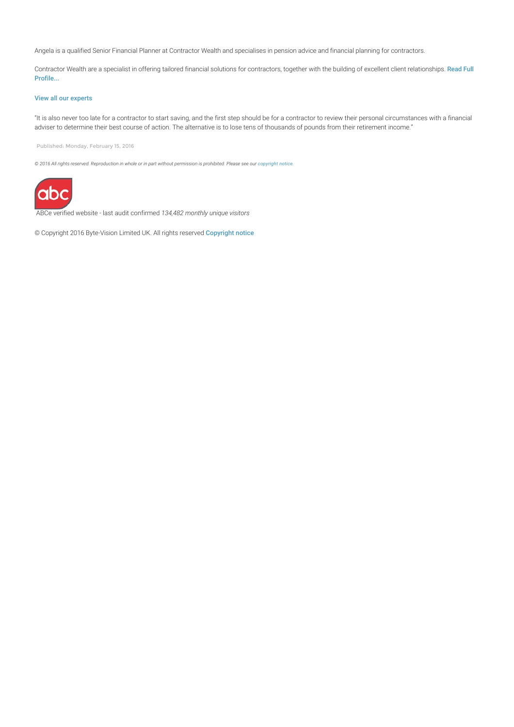Angela is a qualified Senior Financial Planner at Contractor Wealth and specialises in pension advice and financial planning for contractors.

Contractor Wealth are a specialist in offering tailored financial solutions for contractors, together with the building of excellent client relationships. Read Full Profile...

View all our experts

"It is also never too late for a contractor to start saving, and the first step should be for a contractor to review their personal circumstances with a financial adviser to determine their best course of action. The alternative is to lose tens of thousands of pounds from their retirement income."

Published: Monday, February 15, 2016

*© 2016 All rights reserved. Reproduction in whole or in part without permission is prohibited. Please see our copyright notice.*

abc

ABCe verified website - last audit confirmed *134,482 monthly unique visitors*

© Copyright 2016 Byte-Vision Limited UK. All rights reserved Copyright notice